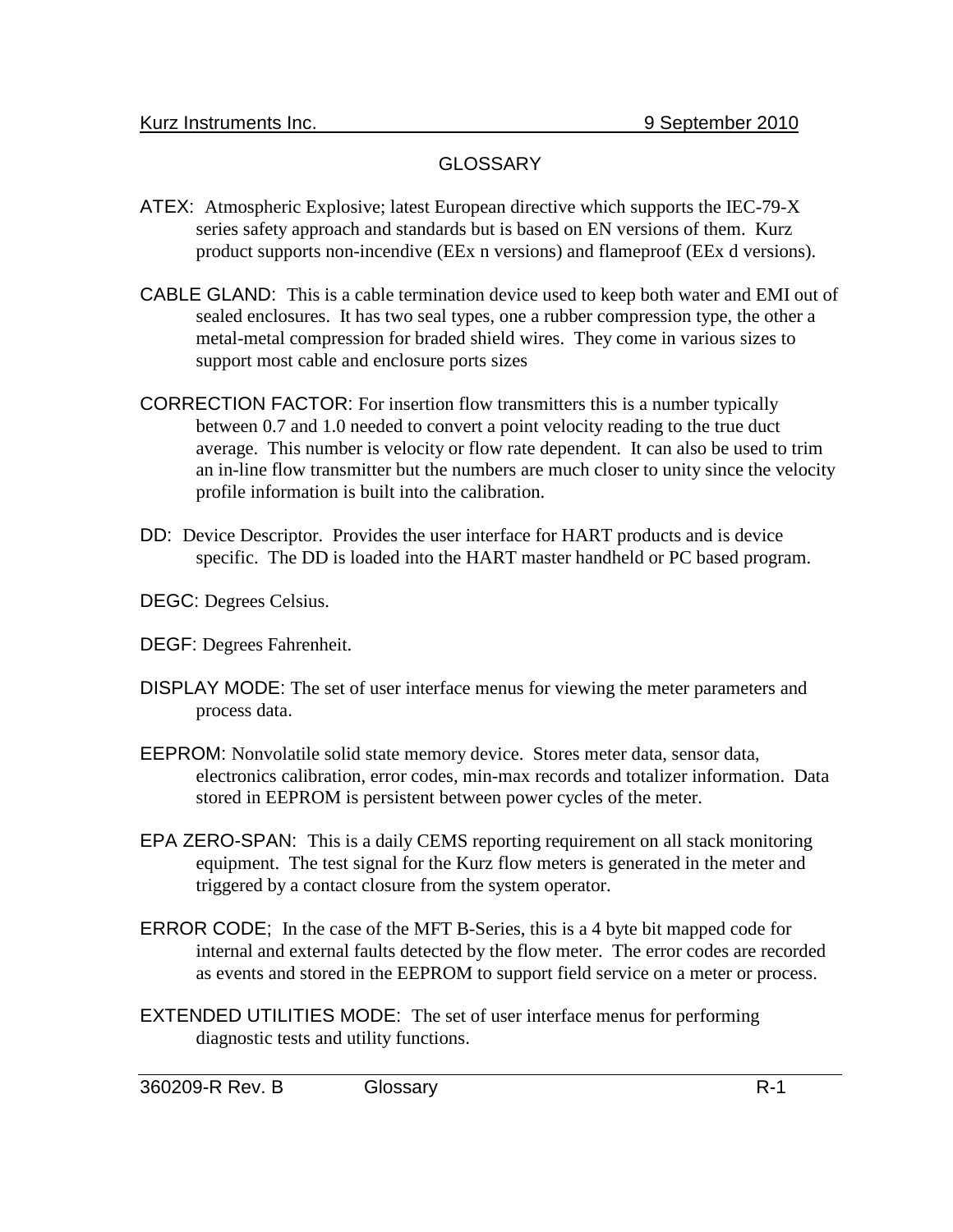# GLOSSARY

ATEX: Atmospheric Explosive; latest European directive which supports the IEC-79-X series safety approach and standards but is based on EN versions of them. Kurz product supports non-incendive (EEx n versions) and flameproof (EEx d versions).

CABLE GLAND: This is a cable termination device used to keep both water and EMI out of sealed enclosures. It has two seal types, one a rubber compression type, the other a metal-metal compression for braded shield wires. They come in various sizes to support most cable and enclosure ports sizes

CORRECTION FACTOR: For insertion flow transmitters this is a number typically between 0.7 and 1.0 needed to convert a point velocity reading to the true duct average. This number is velocity or flow rate dependent. It can also be used to trim an in-line flow transmitter but the numbers are much closer to unity since the velocity profile information is built into the calibration.

DD: Device Descriptor. Provides the user interface for HART products and is device specific. The DD is loaded into the HART master handheld or PC based program.

DEGC: Degrees Celsius.

DEGF: Degrees Fahrenheit.

DISPLAY MODE: The set of user interface menus for viewing the meter parameters and process data.

EEPROM: Nonvolatile solid state memory device. Stores meter data, sensor data, electronics calibration, error codes, min-max records and totalizer information. Data stored in EEPROM is persistent between power cycles of the meter.

EPA ZERO-SPAN: This is a daily CEMS reporting requirement on all stack monitoring equipment. The test signal for the Kurz flow meters is generated in the meter and triggered by a contact closure from the system operator.

ERROR CODE; In the case of the MFT B-Series, this is a 4 byte bit mapped code for internal and external faults detected by the flow meter. The error codes are recorded as events and stored in the EEPROM to support field service on a meter or process.

EXTENDED UTILITIES MODE: The set of user interface menus for performing diagnostic tests and utility functions.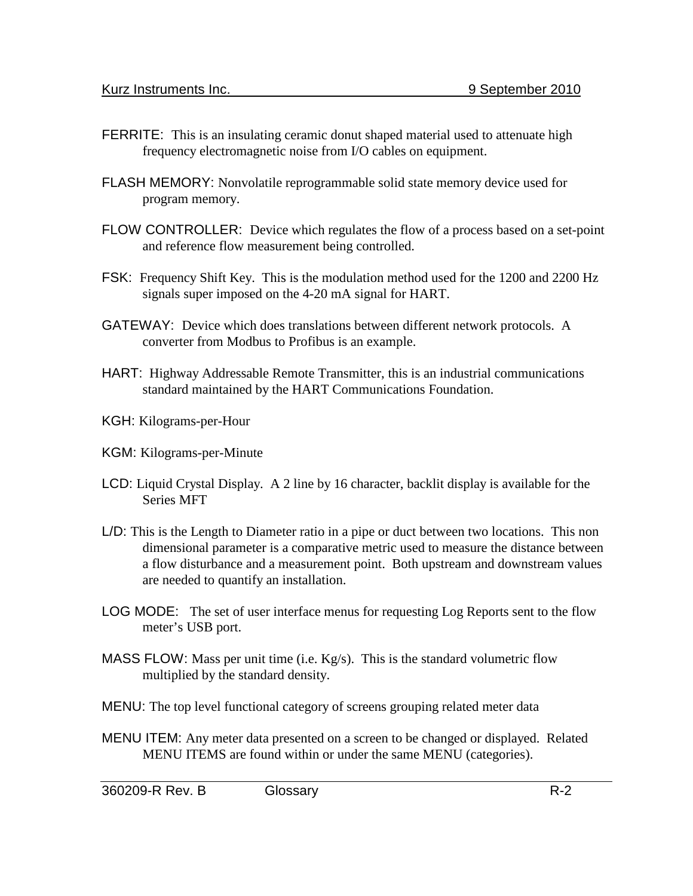FERRITE: This is an insulating ceramic donut shaped material used to attenuate high frequency electromagnetic noise from I/O cables on equipment.

FLASH MEMORY: Nonvolatile reprogrammable solid state memory device used for program memory.

FLOW CONTROLLER: Device which regulates the flow of a process based on a set-point and reference flow measurement being controlled.

FSK: Frequency Shift Key. This is the modulation method used for the 1200 and 2200 Hz signals super imposed on the 4-20 mA signal for HART.

GATEWAY: Device which does translations between different network protocols. A converter from Modbus to Profibus is an example.

HART: Highway Addressable Remote Transmitter, this is an industrial communications standard maintained by the HART Communications Foundation.

KGH: Kilograms-per-Hour

KGM: Kilograms-per-Minute

LCD: Liquid Crystal Display. A 2 line by 16 character, backlit display is available for the Series MFT

L/D: This is the Length to Diameter ratio in a pipe or duct between two locations. This non dimensional parameter is a comparative metric used to measure the distance between a flow disturbance and a measurement point. Both upstream and downstream values are needed to quantify an installation.

LOG MODE: The set of user interface menus for requesting Log Reports sent to the flow meter's USB port.

MASS FLOW: Mass per unit time (i.e. Kg/s). This is the standard volumetric flow multiplied by the standard density.

MENU: The top level functional category of screens grouping related meter data

MENU ITEM: Any meter data presented on a screen to be changed or displayed. Related MENU ITEMS are found within or under the same MENU (categories).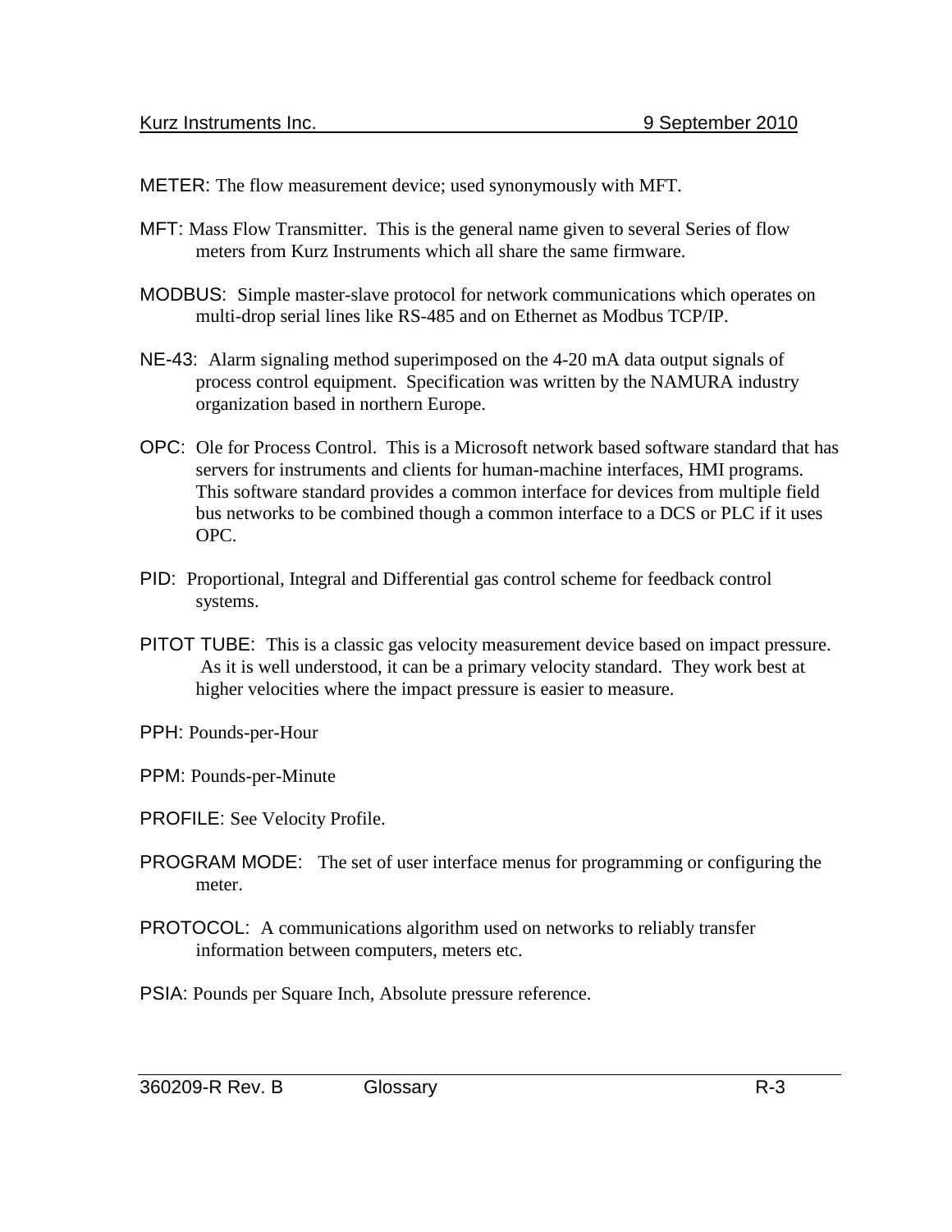METER: The flow measurement device; used synonymously with MFT.

MFT: Mass Flow Transmitter. This is the general name given to several Series of flow meters from Kurz Instruments which all share the same firmware.

MODBUS: Simple master-slave protocol for network communications which operates on multi-drop serial lines like RS-485 and on Ethernet as Modbus TCP/IP.

NE-43: Alarm signaling method superimposed on the 4-20 mA data output signals of process control equipment. Specification was written by the NAMURA industry organization based in northern Europe.

OPC: Ole for Process Control. This is a Microsoft network based software standard that has servers for instruments and clients for human-machine interfaces, HMI programs. This software standard provides a common interface for devices from multiple field bus networks to be combined though a common interface to a DCS or PLC if it uses OPC.

PID: Proportional, Integral and Differential gas control scheme for feedback control systems.

PITOT TUBE: This is a classic gas velocity measurement device based on impact pressure. As it is well understood, it can be a primary velocity standard. They work best at higher velocities where the impact pressure is easier to measure.

PPH: Pounds-per-Hour

PPM: Pounds-per-Minute

PROFILE: See Velocity Profile.

PROGRAM MODE: The set of user interface menus for programming or configuring the meter.

PROTOCOL: A communications algorithm used on networks to reliably transfer information between computers, meters etc.

PSIA: Pounds per Square Inch, Absolute pressure reference.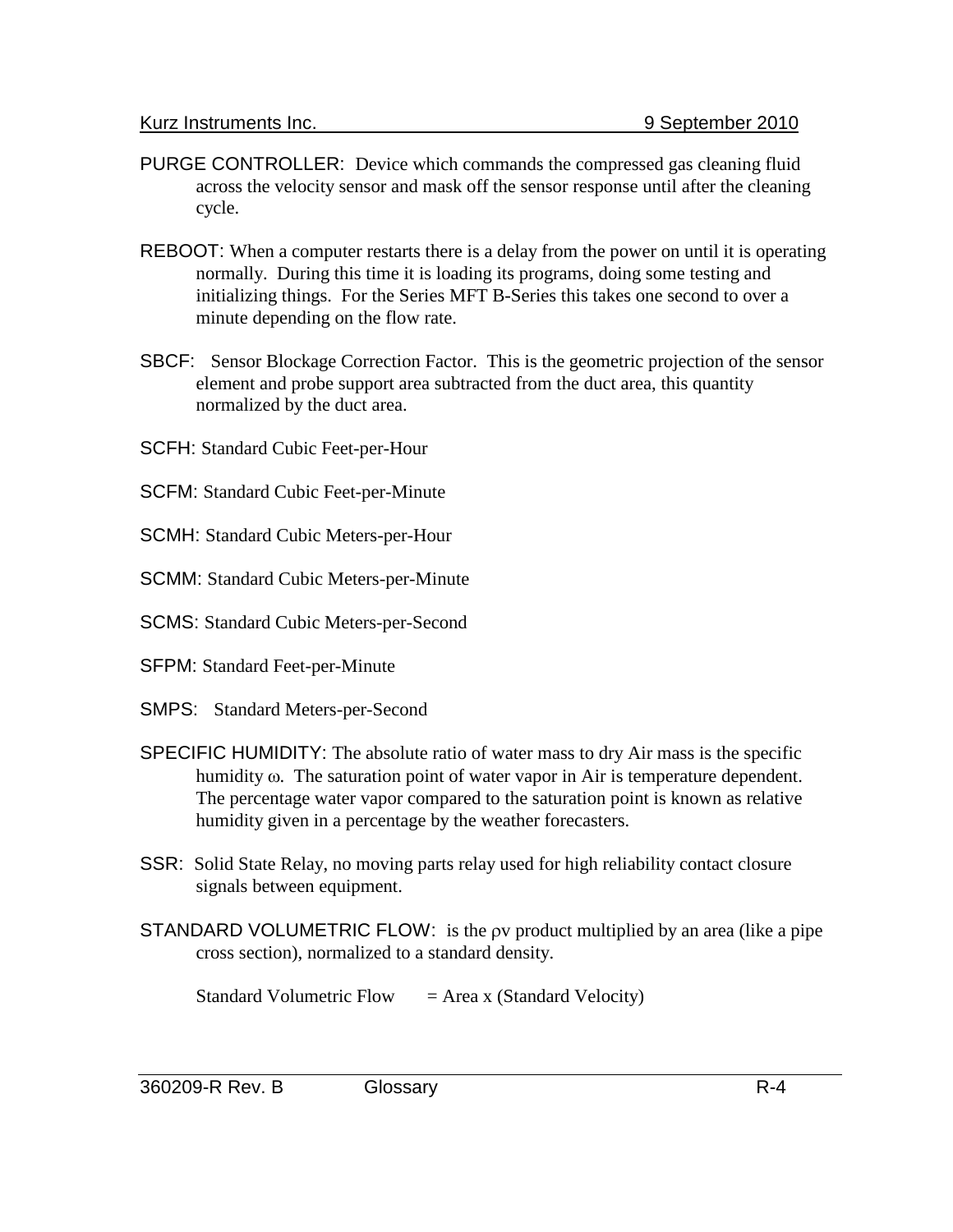PURGE CONTROLLER: Device which commands the compressed gas cleaning fluid across the velocity sensor and mask off the sensor response until after the cleaning cycle.

REBOOT: When a computer restarts there is a delay from the power on until it is operating normally. During this time it is loading its programs, doing some testing and initializing things. For the Series MFT B-Series this takes one second to over a minute depending on the flow rate.

SBCF: Sensor Blockage Correction Factor. This is the geometric projection of the sensor element and probe support area subtracted from the duct area, this quantity normalized by the duct area.

SCFH: Standard Cubic Feet-per-Hour

SCFM: Standard Cubic Feet-per-Minute

SCMH: Standard Cubic Meters-per-Hour

SCMM: Standard Cubic Meters-per-Minute

SCMS: Standard Cubic Meters-per-Second

SFPM: Standard Feet-per-Minute

SMPS: Standard Meters-per-Second

SPECIFIC HUMIDITY: The absolute ratio of water mass to dry Air mass is the specific humidity $\omega$. The saturation point of water vapor in Air is temperature dependent. The percentage water vapor compared to the saturation point is known as relative humidity given in a percentage by the weather forecasters.

SSR: Solid State Relay, no moving parts relay used for high reliability contact closure signals between equipment.

STANDARD VOLUMETRIC FLOW: is the $\rho v$ product multiplied by an area (like a pipe cross section), normalized to a standard density.

Standard Volumetric Flow = Area x (Standard Velocity)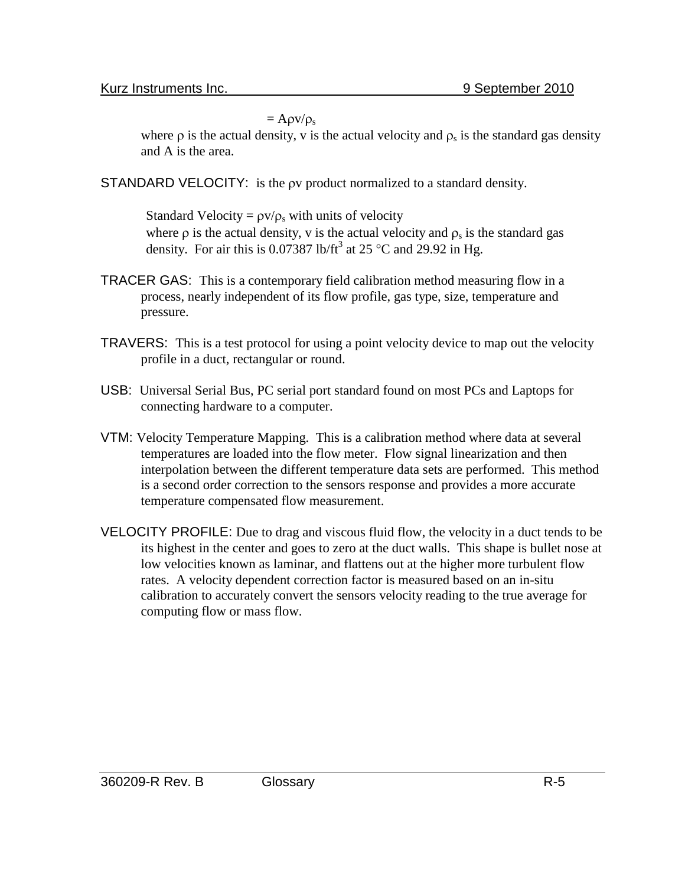$= A\rho v/\rho_s$

where $\rho$ is the actual density, v is the actual velocity and $\rho_s$ is the standard gas density and A is the area.

STANDARD VELOCITY: is the $\rho v$ product normalized to a standard density.

Standard Velocity = $\rho v/\rho_s$ with units of velocity
where $\rho$ is the actual density, v is the actual velocity and $\rho_s$ is the standard gas density. For air this is 0.07387 lb/ft$^3$ at 25 °C and 29.92 in Hg.

TRACER GAS: This is a contemporary field calibration method measuring flow in a process, nearly independent of its flow profile, gas type, size, temperature and pressure.

TRAVERS: This is a test protocol for using a point velocity device to map out the velocity profile in a duct, rectangular or round.

USB: Universal Serial Bus, PC serial port standard found on most PCs and Laptops for connecting hardware to a computer.

VTM: Velocity Temperature Mapping. This is a calibration method where data at several temperatures are loaded into the flow meter. Flow signal linearization and then interpolation between the different temperature data sets are performed. This method is a second order correction to the sensors response and provides a more accurate temperature compensated flow measurement.

VELOCITY PROFILE: Due to drag and viscous fluid flow, the velocity in a duct tends to be its highest in the center and goes to zero at the duct walls. This shape is bullet nose at low velocities known as laminar, and flattens out at the higher more turbulent flow rates. A velocity dependent correction factor is measured based on an in-situ calibration to accurately convert the sensors velocity reading to the true average for computing flow or mass flow.